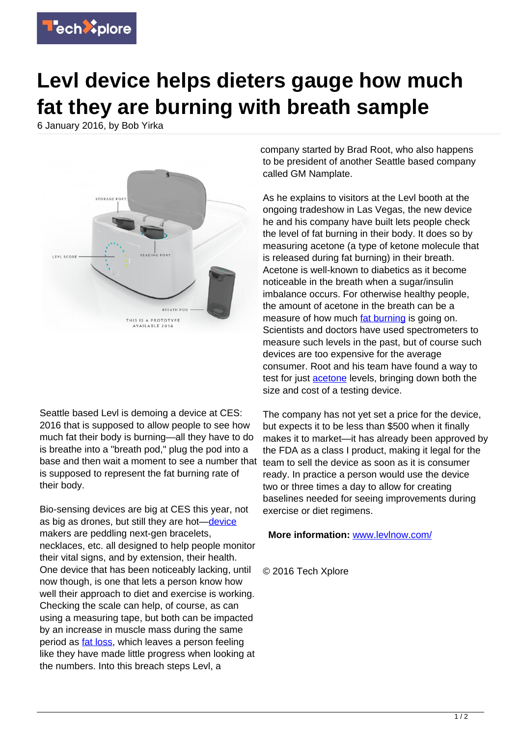# Levl device helps dieters gauge how much fat they are burning with breath sample

6 January 2016, by Bob Yirka

Seattle based Levl is demoing a device at CES: 2016 that is supposed to allow people to see how much fat their body is burning—all they have to do is breathe into a "breath pod," plug the pod into a base and then wait a moment to see a number that is supposed to represent the fat burning rate of their body.

Bio-sensing devices are big at CES this year, not as big as drones, but still they are hot—device makers are peddling next-gen bracelets, necklaces, etc. all designed to help people monitor their vital signs, and by extension, their health. One device that has been noticeably lacking, until now though, is one that lets a person know how well their approach to diet and exercise is working. Checking the scale can help, of course, as can using a measuring tape, but both can be impacted by an increase in muscle mass during the same period as fat loss, which leaves a person feeling like they have made little progress when looking at the numbers. Into this breach steps Levl, a company started by Brad Root, who also happens to be president of another Seattle based company called GM Namplate.

As he explains to visitors at the Levl booth at the ongoing tradeshow in Las Vegas, the new device he and his company have built lets people check the level of fat burning in their body. It does so by measuring acetone (a type of ketone molecule that is released during fat burning) in their breath. Acetone is well-known to diabetics as it become noticeable in the breath when a sugar/insulin imbalance occurs. For otherwise healthy people, the amount of acetone in the breath can be a measure of how much fat burning is going on. Scientists and doctors have used spectrometers to measure such levels in the past, but of course such devices are too expensive for the average consumer. Root and his team have found a way to test for just acetone levels, bringing down both the size and cost of a testing device.

The company has not yet set a price for the device, but expects it to be less than $500 when it finally makes it to market—it has already been approved by the FDA as a class I product, making it legal for the team to sell the device as soon as it is consumer ready. In practice a person would use the device two or three times a day to allow for creating baselines needed for seeing improvements during exercise or diet regimens.

**More information:** www.levlnow.com/

© 2016 Tech Xplore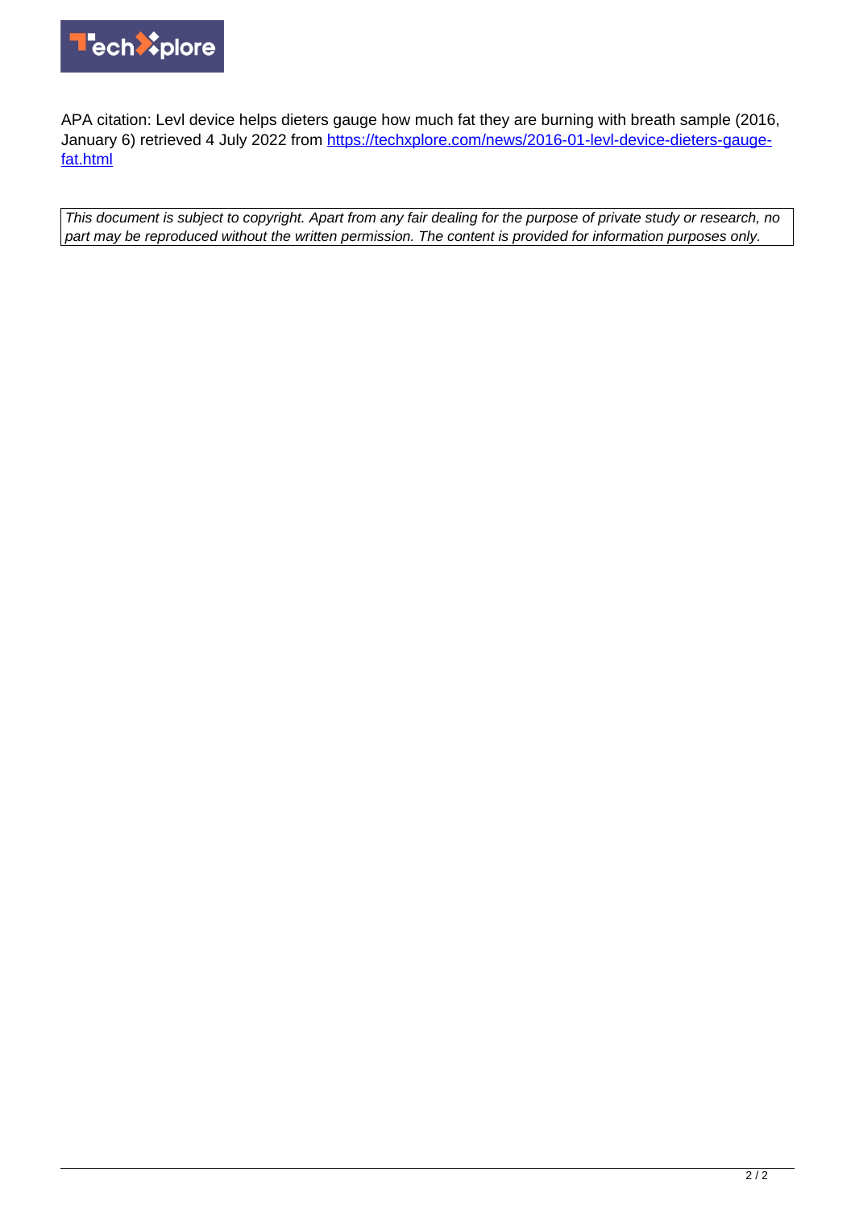APA citation: Levl device helps dieters gauge how much fat they are burning with breath sample (2016, January 6) retrieved 4 July 2022 from [https://techxplore.com/news/2016-01-levl-device-dieters-gauge-fat.html](https://techxplore.com/news/2016-01-levl-device-dieters-gauge-fat.html)

*This document is subject to copyright. Apart from any fair dealing for the purpose of private study or research, no part may be reproduced without the written permission. The content is provided for information purposes only.*